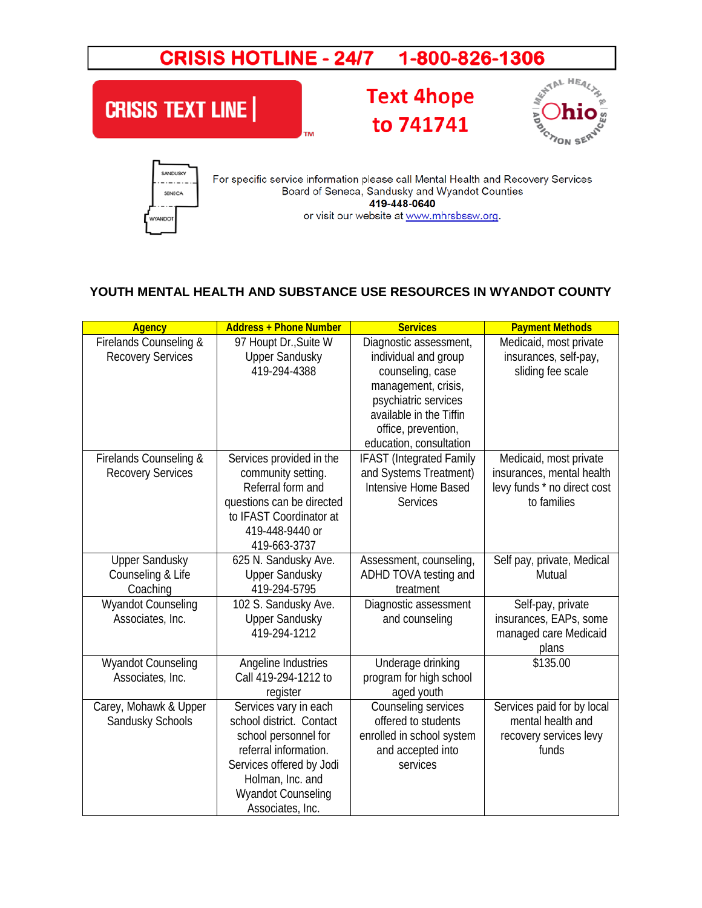**CRISIS HOTLINE - 24/7 1-800-826-1306**

CRISIS TEXT LINE | ™

**Text 4hope to 741741**

For specific service information please call Mental Health and Recovery Services Board of Seneca, Sandusky and Wyandot Counties
**419-448-0640**
or visit our website at www.mhrsbssw.org.

## YOUTH MENTAL HEALTH AND SUBSTANCE USE RESOURCES IN WYANDOT COUNTY

| Agency | Address + Phone Number | Services | Payment Methods |
|---|---|---|---|
| Firelands Counseling & Recovery Services | 97 Houpt Dr.,Suite W Upper Sandusky 419-294-4388 | Diagnostic assessment, individual and group counseling, case management, crisis, psychiatric services available in the Tiffin office, prevention, education, consultation | Medicaid, most private insurances, self-pay, sliding fee scale |
| Firelands Counseling & Recovery Services | Services provided in the community setting. Referral form and questions can be directed to IFAST Coordinator at 419-448-9440 or 419-663-3737 | IFAST (Integrated Family and Systems Treatment) Intensive Home Based Services | Medicaid, most private insurances, mental health levy funds * no direct cost to families |
| Upper Sandusky Counseling & Life Coaching | 625 N. Sandusky Ave. Upper Sandusky 419-294-5795 | Assessment, counseling, ADHD TOVA testing and treatment | Self pay, private, Medical Mutual |
| Wyandot Counseling Associates, Inc. | 102 S. Sandusky Ave. Upper Sandusky 419-294-1212 | Diagnostic assessment and counseling | Self-pay, private insurances, EAPs, some managed care Medicaid plans |
| Wyandot Counseling Associates, Inc. | Angeline Industries Call 419-294-1212 to register | Underage drinking program for high school aged youth | $135.00 |
| Carey, Mohawk & Upper Sandusky Schools | Services vary in each school district. Contact school personnel for referral information. Services offered by Jodi Holman, Inc. and Wyandot Counseling Associates, Inc. | Counseling services offered to students enrolled in school system and accepted into services | Services paid for by local mental health and recovery services levy funds |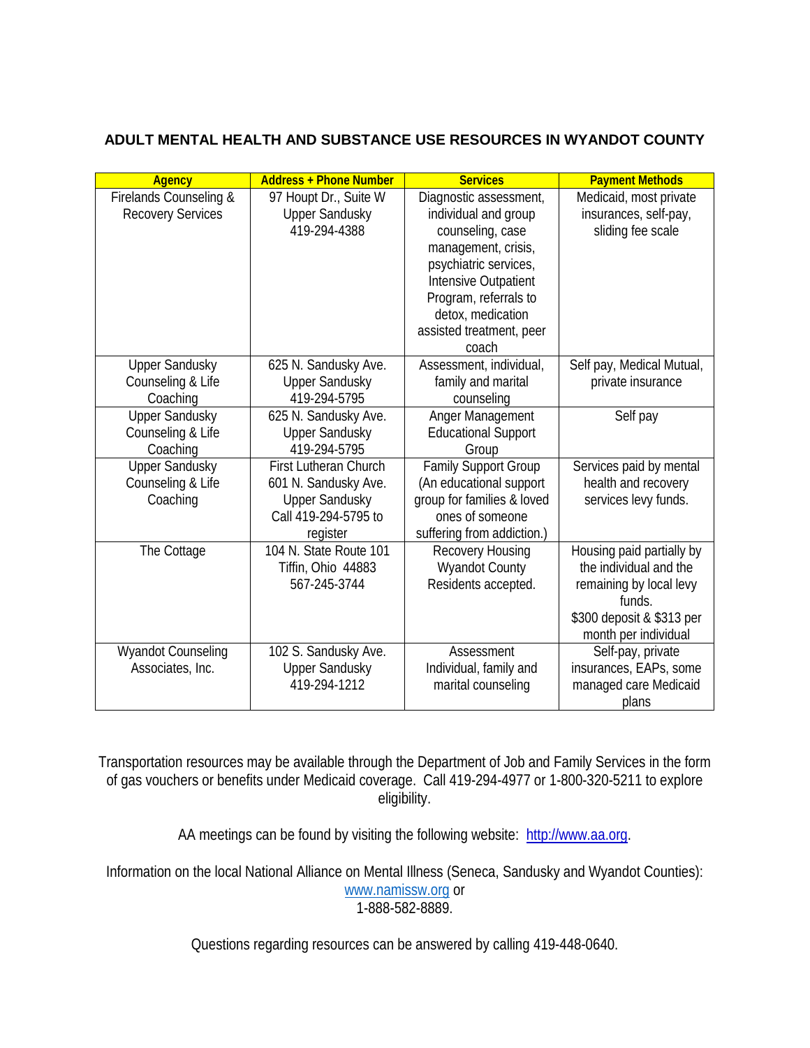**ADULT MENTAL HEALTH AND SUBSTANCE USE RESOURCES IN WYANDOT COUNTY**

| Agency | Address + Phone Number | Services | Payment Methods |
|---|---|---|---|
| Firelands Counseling & Recovery Services | 97 Houpt Dr., Suite W Upper Sandusky 419-294-4388 | Diagnostic assessment, individual and group counseling, case management, crisis, psychiatric services, Intensive Outpatient Program, referrals to detox, medication assisted treatment, peer coach | Medicaid, most private insurances, self-pay, sliding fee scale |
| Upper Sandusky Counseling & Life Coaching | 625 N. Sandusky Ave. Upper Sandusky 419-294-5795 | Assessment, individual, family and marital counseling | Self pay, Medical Mutual, private insurance |
| Upper Sandusky Counseling & Life Coaching | 625 N. Sandusky Ave. Upper Sandusky 419-294-5795 | Anger Management Educational Support Group | Self pay |
| Upper Sandusky Counseling & Life Coaching | First Lutheran Church 601 N. Sandusky Ave. Upper Sandusky Call 419-294-5795 to register | Family Support Group (An educational support group for families & loved ones of someone suffering from addiction.) | Services paid by mental health and recovery services levy funds. |
| The Cottage | 104 N. State Route 101 Tiffin, Ohio 44883 567-245-3744 | Recovery Housing Wyandot County Residents accepted. | Housing paid partially by the individual and the remaining by local levy funds. $300 deposit & $313 per month per individual |
| Wyandot Counseling Associates, Inc. | 102 S. Sandusky Ave. Upper Sandusky 419-294-1212 | Assessment Individual, family and marital counseling | Self-pay, private insurances, EAPs, some managed care Medicaid plans |

Transportation resources may be available through the Department of Job and Family Services in the form of gas vouchers or benefits under Medicaid coverage. Call 419-294-4977 or 1-800-320-5211 to explore eligibility.

AA meetings can be found by visiting the following website: http://www.aa.org.

Information on the local National Alliance on Mental Illness (Seneca, Sandusky and Wyandot Counties): www.namissw.org or 1-888-582-8889.

Questions regarding resources can be answered by calling 419-448-0640.